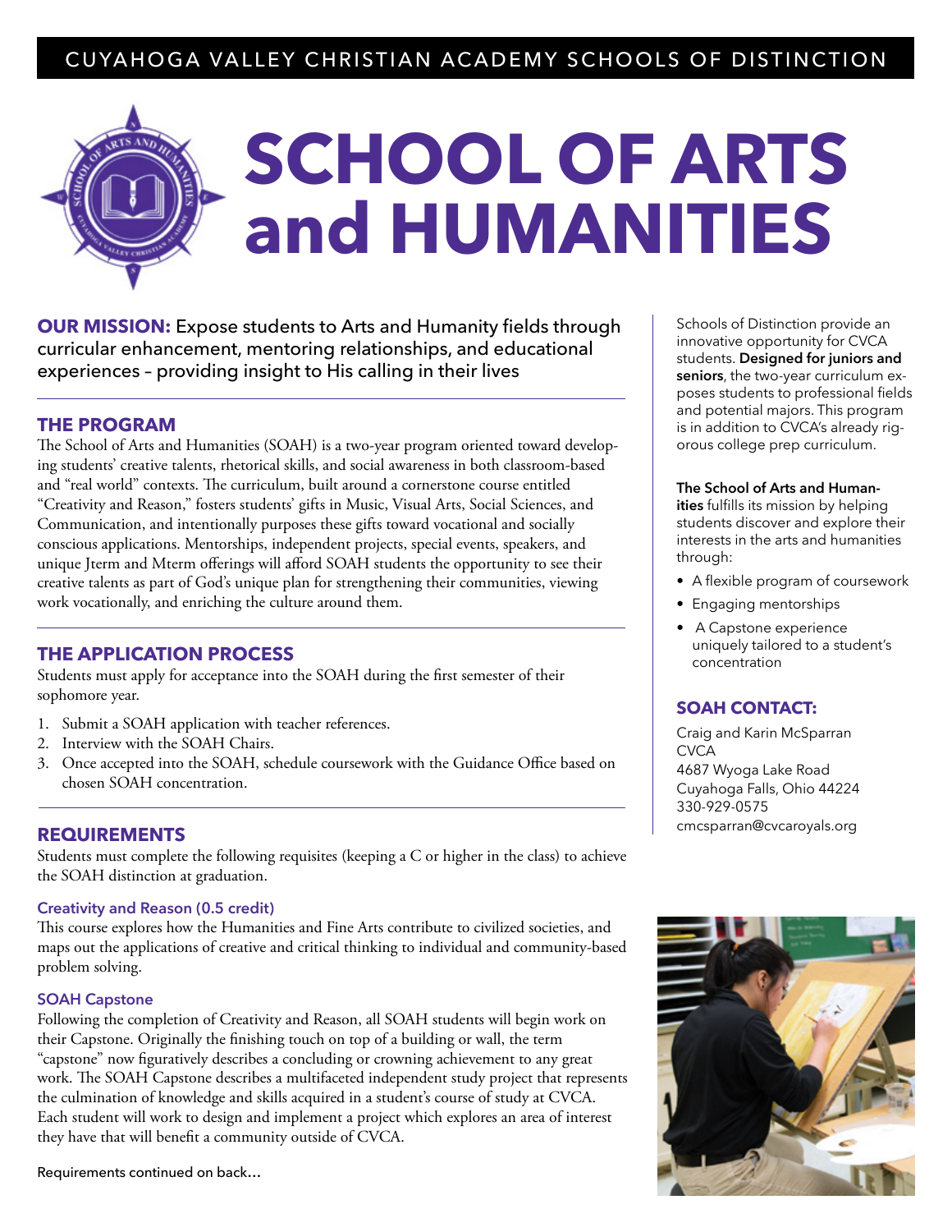CUYAHOGA VALLEY CHRISTIAN ACADEMY SCHOOLS OF DISTINCTION

# SCHOOL OF ARTS and HUMANITIES

**OUR MISSION:** Expose students to Arts and Humanity fields through curricular enhancement, mentoring relationships, and educational experiences – providing insight to His calling in their lives

## THE PROGRAM

The School of Arts and Humanities (SOAH) is a two-year program oriented toward developing students' creative talents, rhetorical skills, and social awareness in both classroom-based and "real world" contexts. The curriculum, built around a cornerstone course entitled "Creativity and Reason," fosters students' gifts in Music, Visual Arts, Social Sciences, and Communication, and intentionally purposes these gifts toward vocational and socially conscious applications. Mentorships, independent projects, special events, speakers, and unique Jterm and Mterm offerings will afford SOAH students the opportunity to see their creative talents as part of God's unique plan for strengthening their communities, viewing work vocationally, and enriching the culture around them.

## THE APPLICATION PROCESS

Students must apply for acceptance into the SOAH during the first semester of their sophomore year.

1. Submit a SOAH application with teacher references.
2. Interview with the SOAH Chairs.
3. Once accepted into the SOAH, schedule coursework with the Guidance Office based on chosen SOAH concentration.

## REQUIREMENTS

Students must complete the following requisites (keeping a C or higher in the class) to achieve the SOAH distinction at graduation.

### Creativity and Reason (0.5 credit)

This course explores how the Humanities and Fine Arts contribute to civilized societies, and maps out the applications of creative and critical thinking to individual and community-based problem solving.

### SOAH Capstone

Following the completion of Creativity and Reason, all SOAH students will begin work on their Capstone. Originally the finishing touch on top of a building or wall, the term "capstone" now figuratively describes a concluding or crowning achievement to any great work. The SOAH Capstone describes a multifaceted independent study project that represents the culmination of knowledge and skills acquired in a student's course of study at CVCA. Each student will work to design and implement a project which explores an area of interest they have that will benefit a community outside of CVCA.

Requirements continued on back…

Schools of Distinction provide an innovative opportunity for CVCA students. **Designed for juniors and seniors**, the two-year curriculum exposes students to professional fields and potential majors. This program is in addition to CVCA's already rigorous college prep curriculum.

**The School of Arts and Humanities** fulfills its mission by helping students discover and explore their interests in the arts and humanities through:

- A flexible program of coursework
- Engaging mentorships
- A Capstone experience uniquely tailored to a student's concentration

## SOAH CONTACT:

Craig and Karin McSparran
CVCA
4687 Wyoga Lake Road
Cuyahoga Falls, Ohio 44224
330-929-0575
cmcsparran@cvcaroyals.org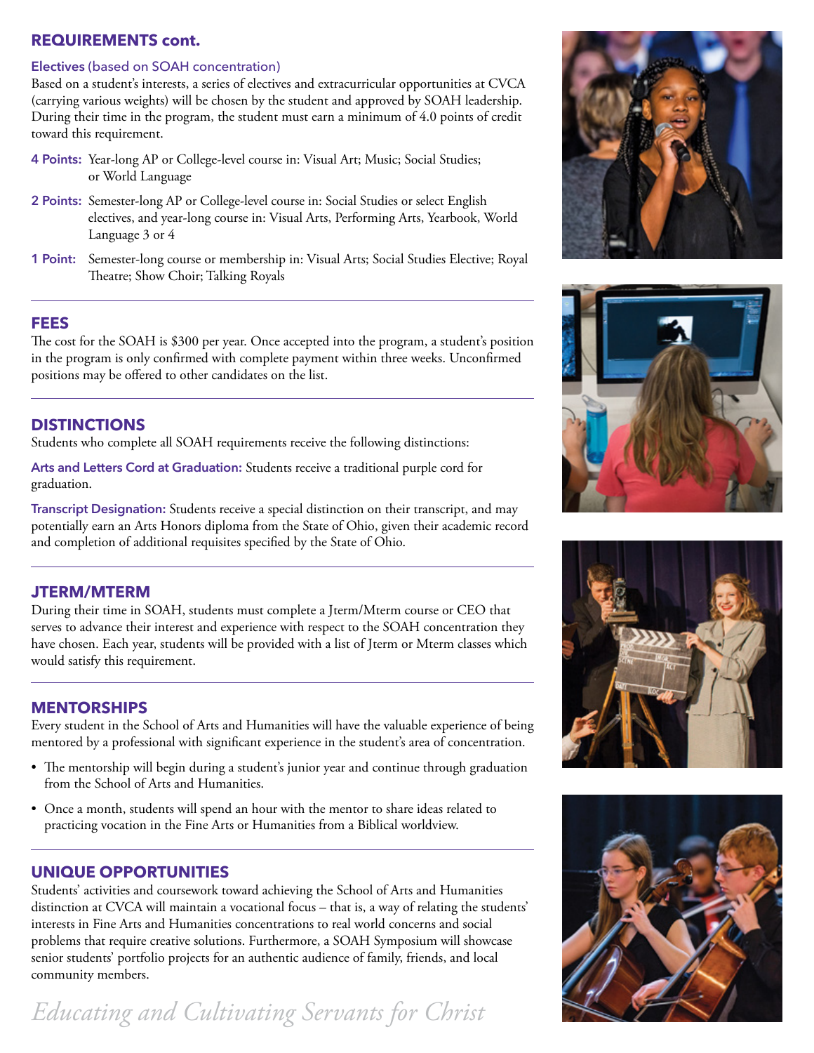## REQUIREMENTS cont.

### Electives (based on SOAH concentration)

Based on a student's interests, a series of electives and extracurricular opportunities at CVCA (carrying various weights) will be chosen by the student and approved by SOAH leadership. During their time in the program, the student must earn a minimum of 4.0 points of credit toward this requirement.

**4 Points:** Year-long AP or College-level course in: Visual Art; Music; Social Studies; or World Language

**2 Points:** Semester-long AP or College-level course in: Social Studies or select English electives, and year-long course in: Visual Arts, Performing Arts, Yearbook, World Language 3 or 4

**1 Point:** Semester-long course or membership in: Visual Arts; Social Studies Elective; Royal Theatre; Show Choir; Talking Royals

## FEES

The cost for the SOAH is $300 per year. Once accepted into the program, a student's position in the program is only confirmed with complete payment within three weeks. Unconfirmed positions may be offered to other candidates on the list.

## DISTINCTIONS

Students who complete all SOAH requirements receive the following distinctions:

**Arts and Letters Cord at Graduation:** Students receive a traditional purple cord for graduation.

**Transcript Designation:** Students receive a special distinction on their transcript, and may potentially earn an Arts Honors diploma from the State of Ohio, given their academic record and completion of additional requisites specified by the State of Ohio.

## JTERM/MTERM

During their time in SOAH, students must complete a Jterm/Mterm course or CEO that serves to advance their interest and experience with respect to the SOAH concentration they have chosen. Each year, students will be provided with a list of Jterm or Mterm classes which would satisfy this requirement.

## MENTORSHIPS

Every student in the School of Arts and Humanities will have the valuable experience of being mentored by a professional with significant experience in the student's area of concentration.

- The mentorship will begin during a student's junior year and continue through graduation from the School of Arts and Humanities.
- Once a month, students will spend an hour with the mentor to share ideas related to practicing vocation in the Fine Arts or Humanities from a Biblical worldview.

## UNIQUE OPPORTUNITIES

Students' activities and coursework toward achieving the School of Arts and Humanities distinction at CVCA will maintain a vocational focus – that is, a way of relating the students' interests in Fine Arts and Humanities concentrations to real world concerns and social problems that require creative solutions. Furthermore, a SOAH Symposium will showcase senior students' portfolio projects for an authentic audience of family, friends, and local community members.

*Educating and Cultivating Servants for Christ*